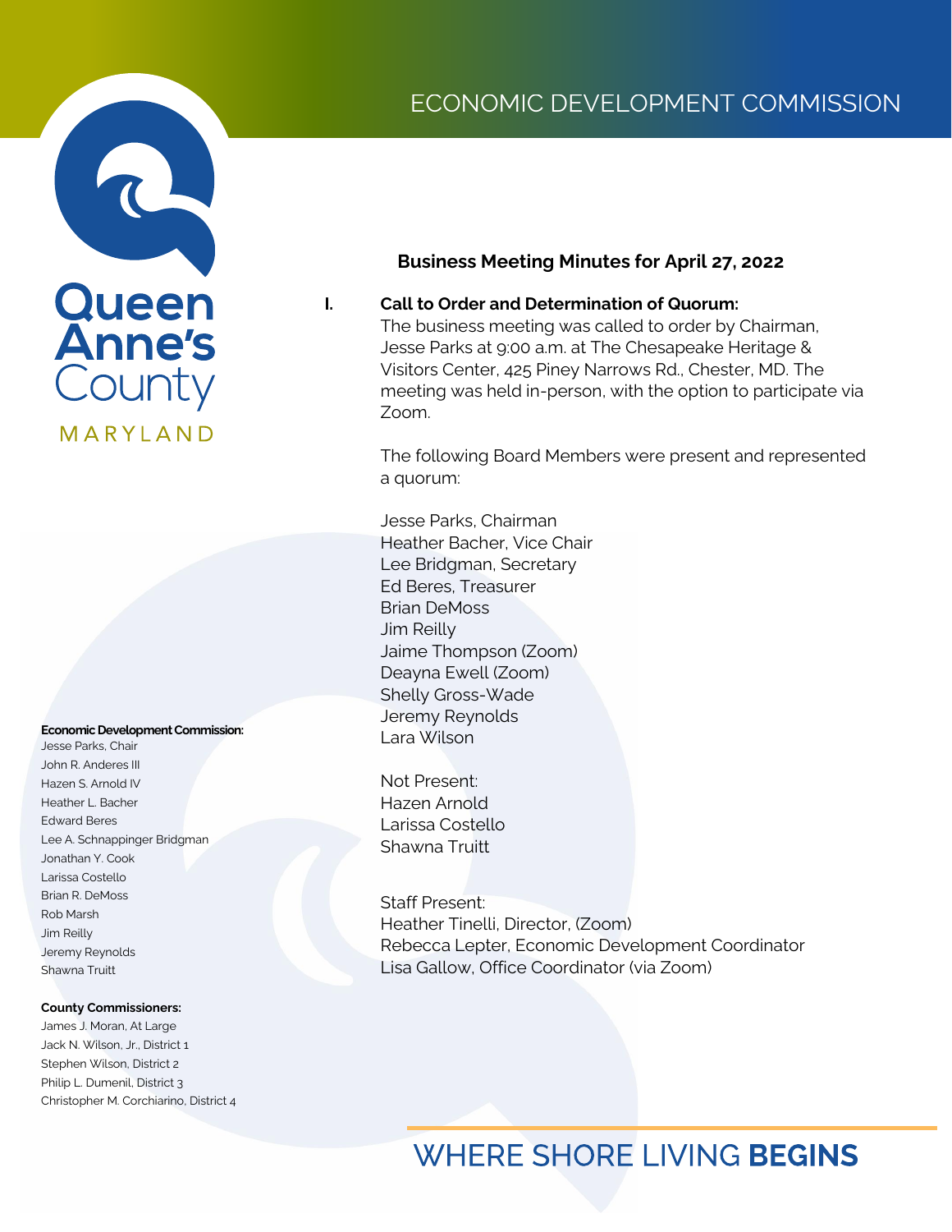# ECONOMIC DEVELOPMENT COMMISSION

Queen Anne's County MARYLAND

**Economic Development Commission:**
Jesse Parks, Chair
John R. Anderes III
Hazen S. Arnold IV
Heather L. Bacher
Edward Beres
Lee A. Schnappinger Bridgman
Jonathan Y. Cook
Larissa Costello
Brian R. DeMoss
Rob Marsh
Jim Reilly
Jeremy Reynolds
Shawna Truitt

**County Commissioners:**
James J. Moran, At Large
Jack N. Wilson, Jr., District 1
Stephen Wilson, District 2
Philip L. Dumenil, District 3
Christopher M. Corchiarino, District 4

## Business Meeting Minutes for April 27, 2022

**I. Call to Order and Determination of Quorum:**

The business meeting was called to order by Chairman, Jesse Parks at 9:00 a.m. at The Chesapeake Heritage & Visitors Center, 425 Piney Narrows Rd., Chester, MD. The meeting was held in-person, with the option to participate via Zoom.

The following Board Members were present and represented a quorum:

Jesse Parks, Chairman
Heather Bacher, Vice Chair
Lee Bridgman, Secretary
Ed Beres, Treasurer
Brian DeMoss
Jim Reilly
Jaime Thompson (Zoom)
Deayna Ewell (Zoom)
Shelly Gross-Wade
Jeremy Reynolds
Lara Wilson

Not Present:
Hazen Arnold
Larissa Costello
Shawna Truitt

Staff Present:
Heather Tinelli, Director, (Zoom)
Rebecca Lepter, Economic Development Coordinator
Lisa Gallow, Office Coordinator (via Zoom)

WHERE SHORE LIVING **BEGINS**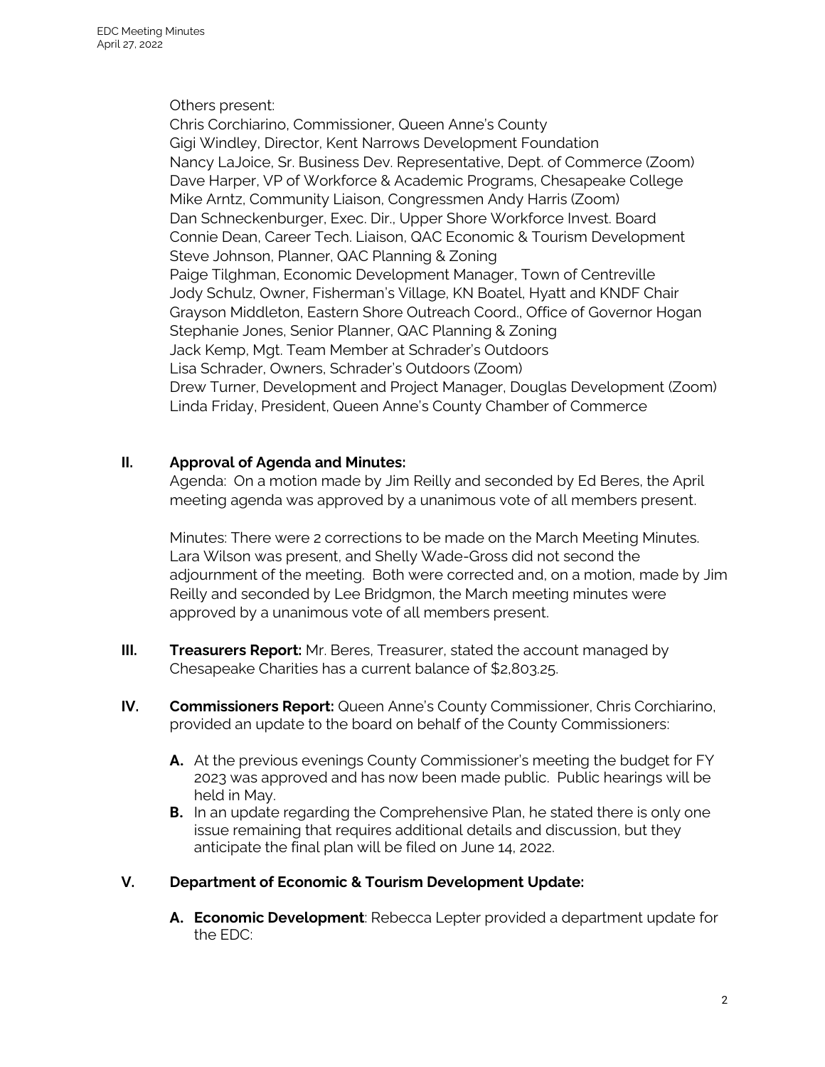Others present:
Chris Corchiarino, Commissioner, Queen Anne's County
Gigi Windley, Director, Kent Narrows Development Foundation
Nancy LaJoice, Sr. Business Dev. Representative, Dept. of Commerce (Zoom)
Dave Harper, VP of Workforce & Academic Programs, Chesapeake College
Mike Arntz, Community Liaison, Congressmen Andy Harris (Zoom)
Dan Schneckenburger, Exec. Dir., Upper Shore Workforce Invest. Board
Connie Dean, Career Tech. Liaison, QAC Economic & Tourism Development
Steve Johnson, Planner, QAC Planning & Zoning
Paige Tilghman, Economic Development Manager, Town of Centreville
Jody Schulz, Owner, Fisherman's Village, KN Boatel, Hyatt and KNDF Chair
Grayson Middleton, Eastern Shore Outreach Coord., Office of Governor Hogan
Stephanie Jones, Senior Planner, QAC Planning & Zoning
Jack Kemp, Mgt. Team Member at Schrader's Outdoors
Lisa Schrader, Owners, Schrader's Outdoors (Zoom)
Drew Turner, Development and Project Manager, Douglas Development (Zoom)
Linda Friday, President, Queen Anne's County Chamber of Commerce

## II. Approval of Agenda and Minutes:

Agenda: On a motion made by Jim Reilly and seconded by Ed Beres, the April meeting agenda was approved by a unanimous vote of all members present.

Minutes: There were 2 corrections to be made on the March Meeting Minutes. Lara Wilson was present, and Shelly Wade-Gross did not second the adjournment of the meeting. Both were corrected and, on a motion, made by Jim Reilly and seconded by Lee Bridgmon, the March meeting minutes were approved by a unanimous vote of all members present.

## III. Treasurers Report:

**Treasurers Report:** Mr. Beres, Treasurer, stated the account managed by Chesapeake Charities has a current balance of $2,803.25.

## IV. Commissioners Report:

**Commissioners Report:** Queen Anne's County Commissioner, Chris Corchiarino, provided an update to the board on behalf of the County Commissioners:

- **A.** At the previous evenings County Commissioner's meeting the budget for FY 2023 was approved and has now been made public. Public hearings will be held in May.
- **B.** In an update regarding the Comprehensive Plan, he stated there is only one issue remaining that requires additional details and discussion, but they anticipate the final plan will be filed on June 14, 2022.

## V. Department of Economic & Tourism Development Update:

- **A. Economic Development**: Rebecca Lepter provided a department update for the EDC: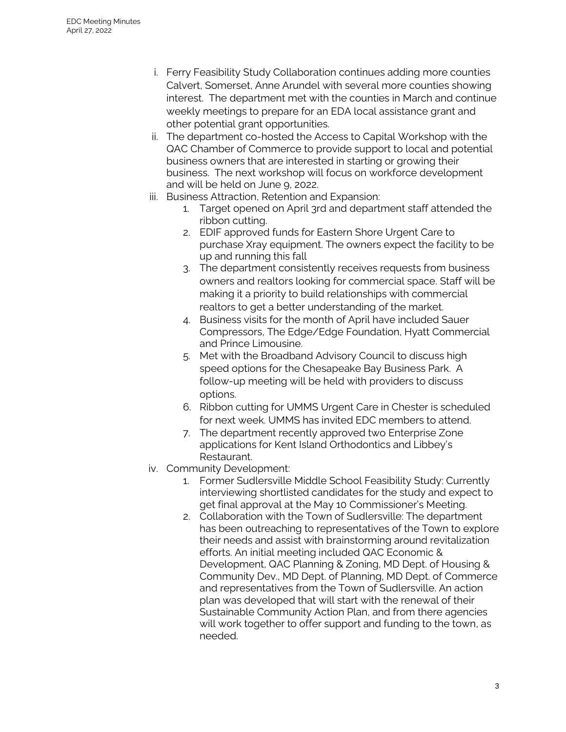i. Ferry Feasibility Study Collaboration continues adding more counties Calvert, Somerset, Anne Arundel with several more counties showing interest. The department met with the counties in March and continue weekly meetings to prepare for an EDA local assistance grant and other potential grant opportunities.

ii. The department co-hosted the Access to Capital Workshop with the QAC Chamber of Commerce to provide support to local and potential business owners that are interested in starting or growing their business. The next workshop will focus on workforce development and will be held on June 9, 2022.

iii. Business Attraction, Retention and Expansion:

   1. Target opened on April 3rd and department staff attended the ribbon cutting.
   2. EDIF approved funds for Eastern Shore Urgent Care to purchase Xray equipment. The owners expect the facility to be up and running this fall
   3. The department consistently receives requests from business owners and realtors looking for commercial space. Staff will be making it a priority to build relationships with commercial realtors to get a better understanding of the market.
   4. Business visits for the month of April have included Sauer Compressors, The Edge/Edge Foundation, Hyatt Commercial and Prince Limousine.
   5. Met with the Broadband Advisory Council to discuss high speed options for the Chesapeake Bay Business Park. A follow-up meeting will be held with providers to discuss options.
   6. Ribbon cutting for UMMS Urgent Care in Chester is scheduled for next week. UMMS has invited EDC members to attend.
   7. The department recently approved two Enterprise Zone applications for Kent Island Orthodontics and Libbey's Restaurant.

iv. Community Development:

   1. Former Sudlersville Middle School Feasibility Study: Currently interviewing shortlisted candidates for the study and expect to get final approval at the May 10 Commissioner's Meeting.
   2. Collaboration with the Town of Sudlersville: The department has been outreaching to representatives of the Town to explore their needs and assist with brainstorming around revitalization efforts. An initial meeting included QAC Economic & Development, QAC Planning & Zoning, MD Dept. of Housing & Community Dev., MD Dept. of Planning, MD Dept. of Commerce and representatives from the Town of Sudlersville. An action plan was developed that will start with the renewal of their Sustainable Community Action Plan, and from there agencies will work together to offer support and funding to the town, as needed.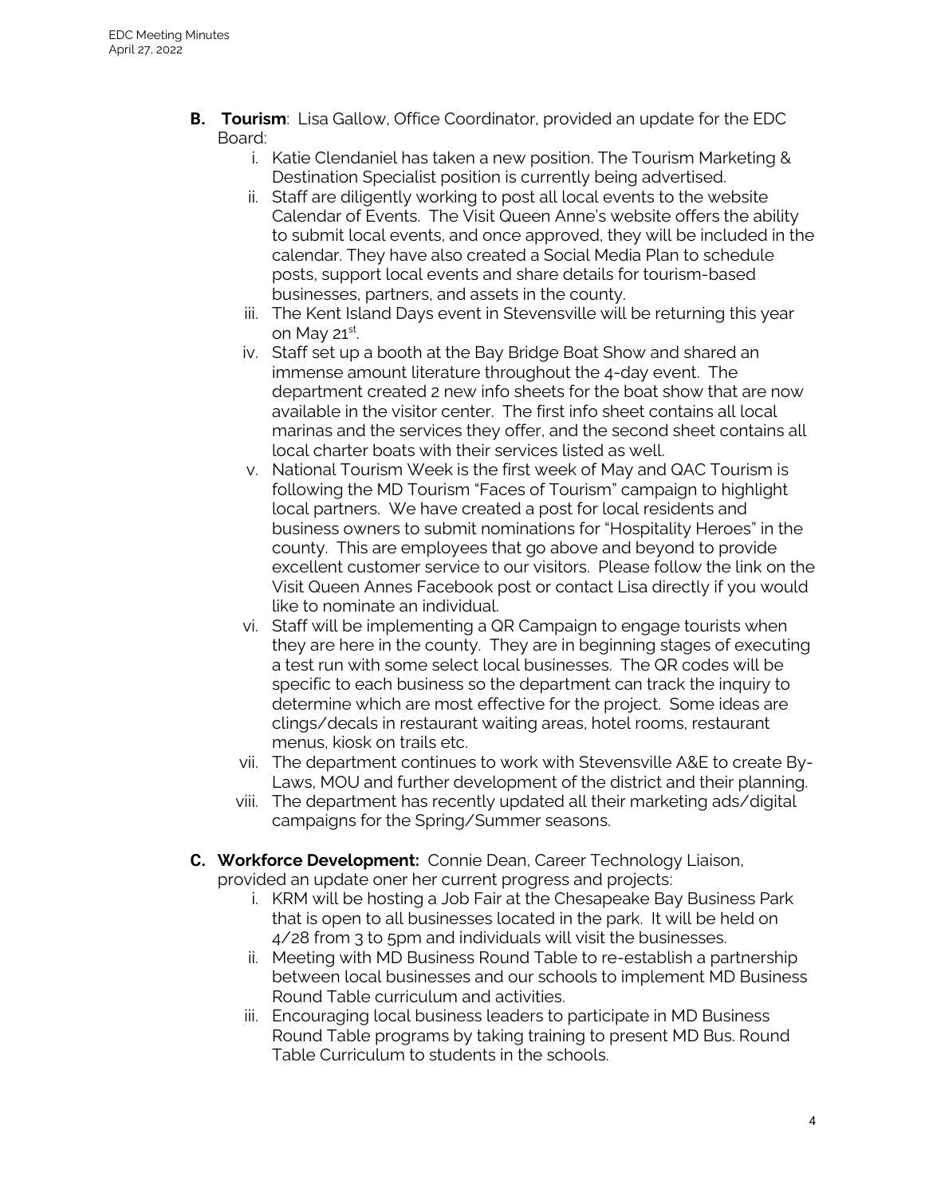**B. Tourism**: Lisa Gallow, Office Coordinator, provided an update for the EDC Board:

i. Katie Clendaniel has taken a new position. The Tourism Marketing & Destination Specialist position is currently being advertised.

ii. Staff are diligently working to post all local events to the website Calendar of Events. The Visit Queen Anne's website offers the ability to submit local events, and once approved, they will be included in the calendar. They have also created a Social Media Plan to schedule posts, support local events and share details for tourism-based businesses, partners, and assets in the county.

iii. The Kent Island Days event in Stevensville will be returning this year on May 21st.

iv. Staff set up a booth at the Bay Bridge Boat Show and shared an immense amount literature throughout the 4-day event. The department created 2 new info sheets for the boat show that are now available in the visitor center. The first info sheet contains all local marinas and the services they offer, and the second sheet contains all local charter boats with their services listed as well.

v. National Tourism Week is the first week of May and QAC Tourism is following the MD Tourism "Faces of Tourism" campaign to highlight local partners. We have created a post for local residents and business owners to submit nominations for "Hospitality Heroes" in the county. This are employees that go above and beyond to provide excellent customer service to our visitors. Please follow the link on the Visit Queen Annes Facebook post or contact Lisa directly if you would like to nominate an individual.

vi. Staff will be implementing a QR Campaign to engage tourists when they are here in the county. They are in beginning stages of executing a test run with some select local businesses. The QR codes will be specific to each business so the department can track the inquiry to determine which are most effective for the project. Some ideas are clings/decals in restaurant waiting areas, hotel rooms, restaurant menus, kiosk on trails etc.

vii. The department continues to work with Stevensville A&E to create By-Laws, MOU and further development of the district and their planning.

viii. The department has recently updated all their marketing ads/digital campaigns for the Spring/Summer seasons.

**C. Workforce Development:** Connie Dean, Career Technology Liaison, provided an update oner her current progress and projects:

i. KRM will be hosting a Job Fair at the Chesapeake Bay Business Park that is open to all businesses located in the park. It will be held on 4/28 from 3 to 5pm and individuals will visit the businesses.

ii. Meeting with MD Business Round Table to re-establish a partnership between local businesses and our schools to implement MD Business Round Table curriculum and activities.

iii. Encouraging local business leaders to participate in MD Business Round Table programs by taking training to present MD Bus. Round Table Curriculum to students in the schools.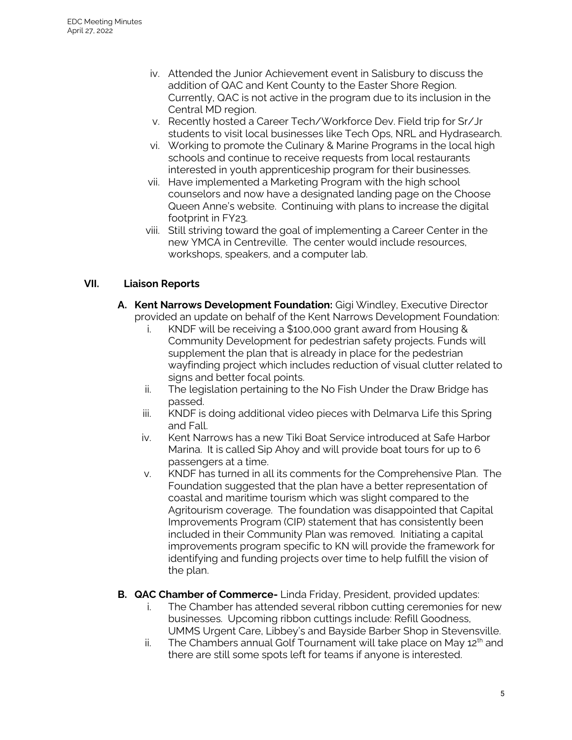iv. Attended the Junior Achievement event in Salisbury to discuss the addition of QAC and Kent County to the Easter Shore Region. Currently, QAC is not active in the program due to its inclusion in the Central MD region.
v. Recently hosted a Career Tech/Workforce Dev. Field trip for Sr/Jr students to visit local businesses like Tech Ops, NRL and Hydrasearch.
vi. Working to promote the Culinary & Marine Programs in the local high schools and continue to receive requests from local restaurants interested in youth apprenticeship program for their businesses.
vii. Have implemented a Marketing Program with the high school counselors and now have a designated landing page on the Choose Queen Anne's website. Continuing with plans to increase the digital footprint in FY23.
viii. Still striving toward the goal of implementing a Career Center in the new YMCA in Centreville. The center would include resources, workshops, speakers, and a computer lab.

## VII. Liaison Reports

**A. Kent Narrows Development Foundation:** Gigi Windley, Executive Director provided an update on behalf of the Kent Narrows Development Foundation:

i. KNDF will be receiving a $100,000 grant award from Housing & Community Development for pedestrian safety projects. Funds will supplement the plan that is already in place for the pedestrian wayfinding project which includes reduction of visual clutter related to signs and better focal points.
ii. The legislation pertaining to the No Fish Under the Draw Bridge has passed.
iii. KNDF is doing additional video pieces with Delmarva Life this Spring and Fall.
iv. Kent Narrows has a new Tiki Boat Service introduced at Safe Harbor Marina. It is called Sip Ahoy and will provide boat tours for up to 6 passengers at a time.
v. KNDF has turned in all its comments for the Comprehensive Plan. The Foundation suggested that the plan have a better representation of coastal and maritime tourism which was slight compared to the Agritourism coverage. The foundation was disappointed that Capital Improvements Program (CIP) statement that has consistently been included in their Community Plan was removed. Initiating a capital improvements program specific to KN will provide the framework for identifying and funding projects over time to help fulfill the vision of the plan.

**B. QAC Chamber of Commerce-** Linda Friday, President, provided updates:

i. The Chamber has attended several ribbon cutting ceremonies for new businesses. Upcoming ribbon cuttings include: Refill Goodness, UMMS Urgent Care, Libbey's and Bayside Barber Shop in Stevensville.
ii. The Chambers annual Golf Tournament will take place on May 12th and there are still some spots left for teams if anyone is interested.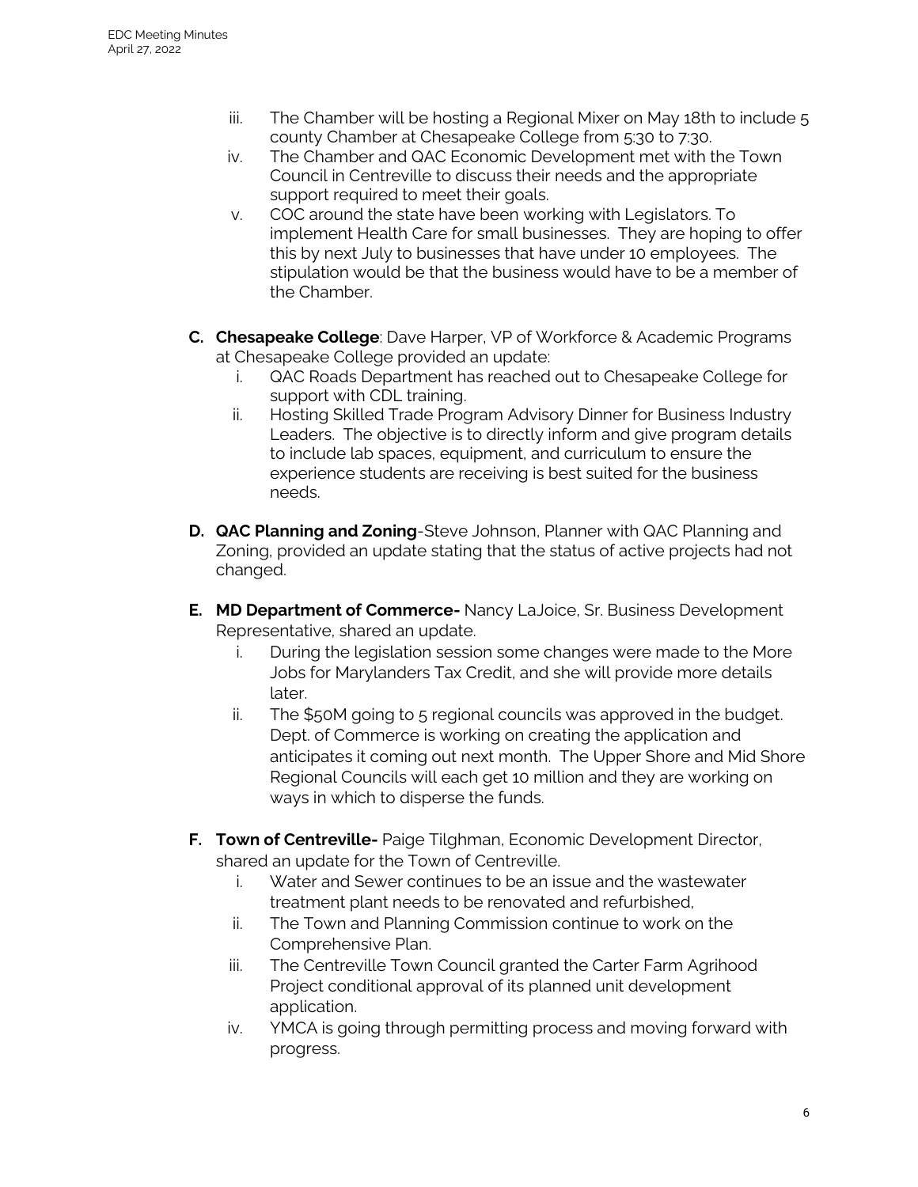iii. The Chamber will be hosting a Regional Mixer on May 18th to include 5 county Chamber at Chesapeake College from 5:30 to 7:30.

iv. The Chamber and QAC Economic Development met with the Town Council in Centreville to discuss their needs and the appropriate support required to meet their goals.

v. COC around the state have been working with Legislators. To implement Health Care for small businesses. They are hoping to offer this by next July to businesses that have under 10 employees. The stipulation would be that the business would have to be a member of the Chamber.

**C. Chesapeake College**: Dave Harper, VP of Workforce & Academic Programs at Chesapeake College provided an update:

i. QAC Roads Department has reached out to Chesapeake College for support with CDL training.

ii. Hosting Skilled Trade Program Advisory Dinner for Business Industry Leaders. The objective is to directly inform and give program details to include lab spaces, equipment, and curriculum to ensure the experience students are receiving is best suited for the business needs.

**D. QAC Planning and Zoning**-Steve Johnson, Planner with QAC Planning and Zoning, provided an update stating that the status of active projects had not changed.

**E. MD Department of Commerce-** Nancy LaJoice, Sr. Business Development Representative, shared an update.

i. During the legislation session some changes were made to the More Jobs for Marylanders Tax Credit, and she will provide more details later.

ii. The $50M going to 5 regional councils was approved in the budget. Dept. of Commerce is working on creating the application and anticipates it coming out next month. The Upper Shore and Mid Shore Regional Councils will each get 10 million and they are working on ways in which to disperse the funds.

**F. Town of Centreville-** Paige Tilghman, Economic Development Director, shared an update for the Town of Centreville.

i. Water and Sewer continues to be an issue and the wastewater treatment plant needs to be renovated and refurbished,

ii. The Town and Planning Commission continue to work on the Comprehensive Plan.

iii. The Centreville Town Council granted the Carter Farm Agrihood Project conditional approval of its planned unit development application.

iv. YMCA is going through permitting process and moving forward with progress.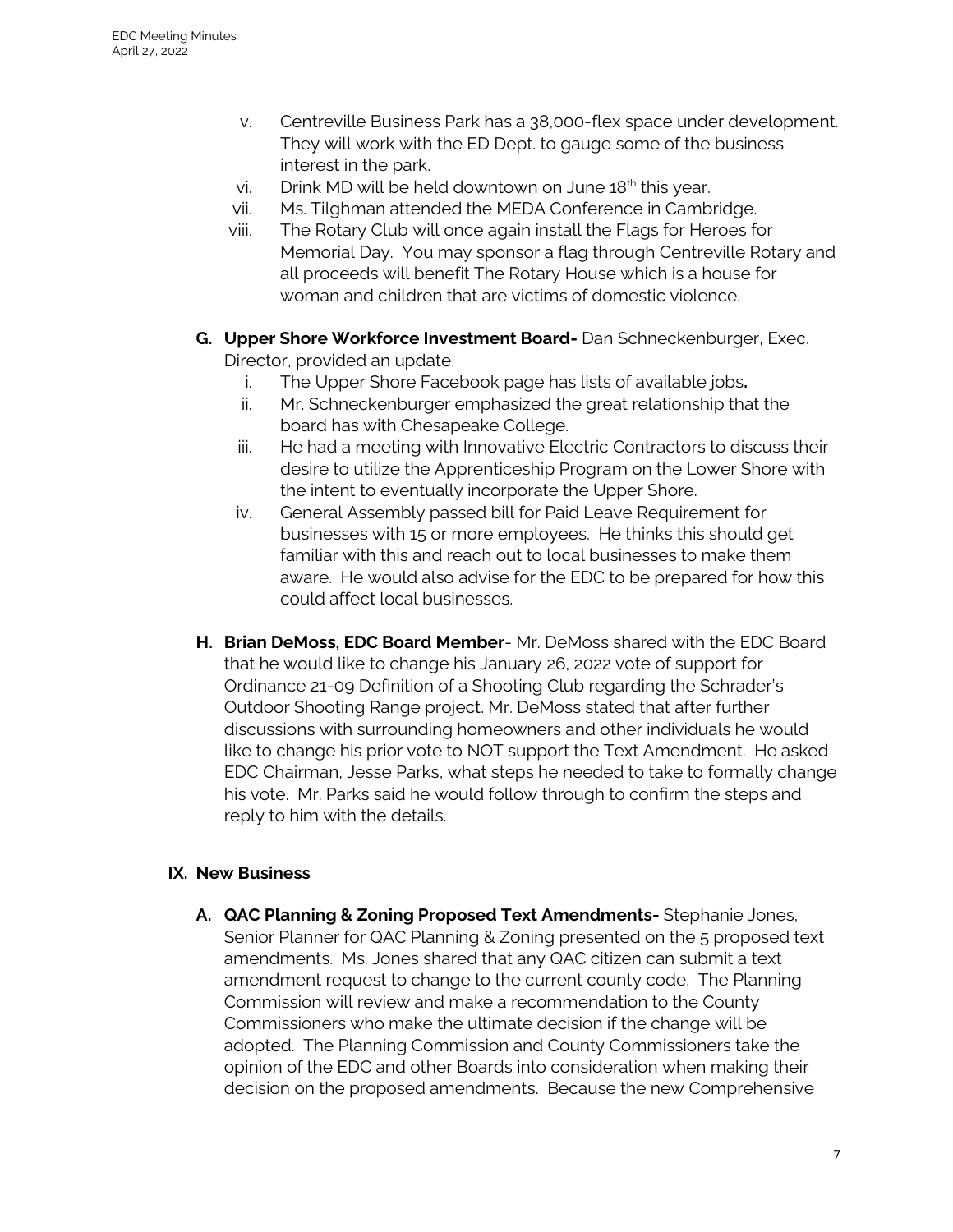v. Centreville Business Park has a 38,000-flex space under development. They will work with the ED Dept. to gauge some of the business interest in the park.

vi. Drink MD will be held downtown on June 18th this year.

vii. Ms. Tilghman attended the MEDA Conference in Cambridge.

viii. The Rotary Club will once again install the Flags for Heroes for Memorial Day. You may sponsor a flag through Centreville Rotary and all proceeds will benefit The Rotary House which is a house for woman and children that are victims of domestic violence.

**G. Upper Shore Workforce Investment Board-** Dan Schneckenburger, Exec. Director, provided an update.

i. The Upper Shore Facebook page has lists of available jobs**.**

ii. Mr. Schneckenburger emphasized the great relationship that the board has with Chesapeake College.

iii. He had a meeting with Innovative Electric Contractors to discuss their desire to utilize the Apprenticeship Program on the Lower Shore with the intent to eventually incorporate the Upper Shore.

iv. General Assembly passed bill for Paid Leave Requirement for businesses with 15 or more employees. He thinks this should get familiar with this and reach out to local businesses to make them aware. He would also advise for the EDC to be prepared for how this could affect local businesses.

**H. Brian DeMoss, EDC Board Member**- Mr. DeMoss shared with the EDC Board that he would like to change his January 26, 2022 vote of support for Ordinance 21-09 Definition of a Shooting Club regarding the Schrader's Outdoor Shooting Range project. Mr. DeMoss stated that after further discussions with surrounding homeowners and other individuals he would like to change his prior vote to NOT support the Text Amendment. He asked EDC Chairman, Jesse Parks, what steps he needed to take to formally change his vote. Mr. Parks said he would follow through to confirm the steps and reply to him with the details.

## IX. New Business

**A. QAC Planning & Zoning Proposed Text Amendments-** Stephanie Jones, Senior Planner for QAC Planning & Zoning presented on the 5 proposed text amendments. Ms. Jones shared that any QAC citizen can submit a text amendment request to change to the current county code. The Planning Commission will review and make a recommendation to the County Commissioners who make the ultimate decision if the change will be adopted. The Planning Commission and County Commissioners take the opinion of the EDC and other Boards into consideration when making their decision on the proposed amendments. Because the new Comprehensive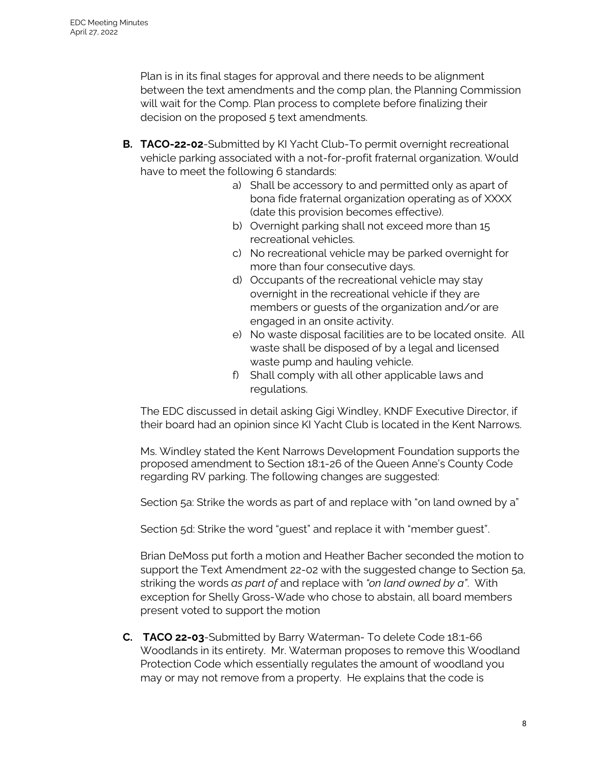Plan is in its final stages for approval and there needs to be alignment between the text amendments and the comp plan, the Planning Commission will wait for the Comp. Plan process to complete before finalizing their decision on the proposed 5 text amendments.

**B. TACO-22-02**-Submitted by KI Yacht Club-To permit overnight recreational vehicle parking associated with a not-for-profit fraternal organization. Would have to meet the following 6 standards:

a) Shall be accessory to and permitted only as apart of bona fide fraternal organization operating as of XXXX (date this provision becomes effective).
b) Overnight parking shall not exceed more than 15 recreational vehicles.
c) No recreational vehicle may be parked overnight for more than four consecutive days.
d) Occupants of the recreational vehicle may stay overnight in the recreational vehicle if they are members or guests of the organization and/or are engaged in an onsite activity.
e) No waste disposal facilities are to be located onsite. All waste shall be disposed of by a legal and licensed waste pump and hauling vehicle.
f) Shall comply with all other applicable laws and regulations.

The EDC discussed in detail asking Gigi Windley, KNDF Executive Director, if their board had an opinion since KI Yacht Club is located in the Kent Narrows.

Ms. Windley stated the Kent Narrows Development Foundation supports the proposed amendment to Section 18:1-26 of the Queen Anne's County Code regarding RV parking. The following changes are suggested:

Section 5a: Strike the words as part of and replace with "on land owned by a"

Section 5d: Strike the word "guest" and replace it with "member guest".

Brian DeMoss put forth a motion and Heather Bacher seconded the motion to support the Text Amendment 22-02 with the suggested change to Section 5a, striking the words *as part of* and replace with *"on land owned by a"*. With exception for Shelly Gross-Wade who chose to abstain, all board members present voted to support the motion

**C. TACO 22-03**-Submitted by Barry Waterman- To delete Code 18:1-66 Woodlands in its entirety. Mr. Waterman proposes to remove this Woodland Protection Code which essentially regulates the amount of woodland you may or may not remove from a property. He explains that the code is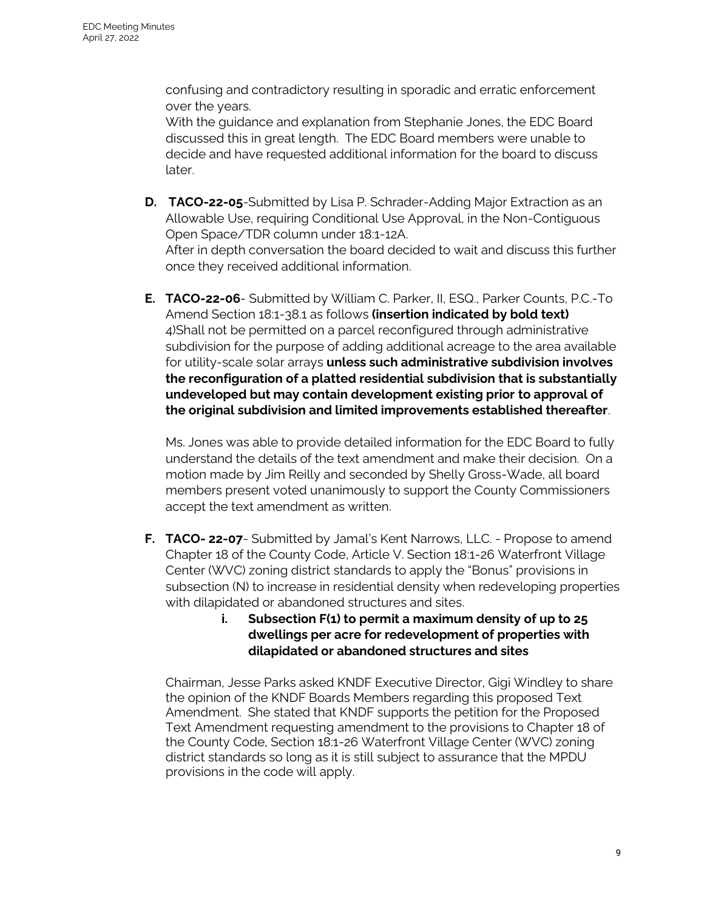confusing and contradictory resulting in sporadic and erratic enforcement over the years.
With the guidance and explanation from Stephanie Jones, the EDC Board discussed this in great length. The EDC Board members were unable to decide and have requested additional information for the board to discuss later.

**D. TACO-22-05**-Submitted by Lisa P. Schrader-Adding Major Extraction as an Allowable Use, requiring Conditional Use Approval, in the Non-Contiguous Open Space/TDR column under 18:1-12A.
After in depth conversation the board decided to wait and discuss this further once they received additional information.

**E. TACO-22-06**- Submitted by William C. Parker, II, ESQ., Parker Counts, P.C.-To Amend Section 18:1-38.1 as follows **(insertion indicated by bold text)**
4)Shall not be permitted on a parcel reconfigured through administrative subdivision for the purpose of adding additional acreage to the area available for utility-scale solar arrays **unless such administrative subdivision involves the reconfiguration of a platted residential subdivision that is substantially undeveloped but may contain development existing prior to approval of the original subdivision and limited improvements established thereafter**.

Ms. Jones was able to provide detailed information for the EDC Board to fully understand the details of the text amendment and make their decision. On a motion made by Jim Reilly and seconded by Shelly Gross-Wade, all board members present voted unanimously to support the County Commissioners accept the text amendment as written.

**F. TACO- 22-07**- Submitted by Jamal's Kent Narrows, LLC. - Propose to amend Chapter 18 of the County Code, Article V. Section 18:1-26 Waterfront Village Center (WVC) zoning district standards to apply the "Bonus" provisions in subsection (N) to increase in residential density when redeveloping properties with dilapidated or abandoned structures and sites.

**i. Subsection F(1) to permit a maximum density of up to 25 dwellings per acre for redevelopment of properties with dilapidated or abandoned structures and sites**

Chairman, Jesse Parks asked KNDF Executive Director, Gigi Windley to share the opinion of the KNDF Boards Members regarding this proposed Text Amendment. She stated that KNDF supports the petition for the Proposed Text Amendment requesting amendment to the provisions to Chapter 18 of the County Code, Section 18:1-26 Waterfront Village Center (WVC) zoning district standards so long as it is still subject to assurance that the MPDU provisions in the code will apply.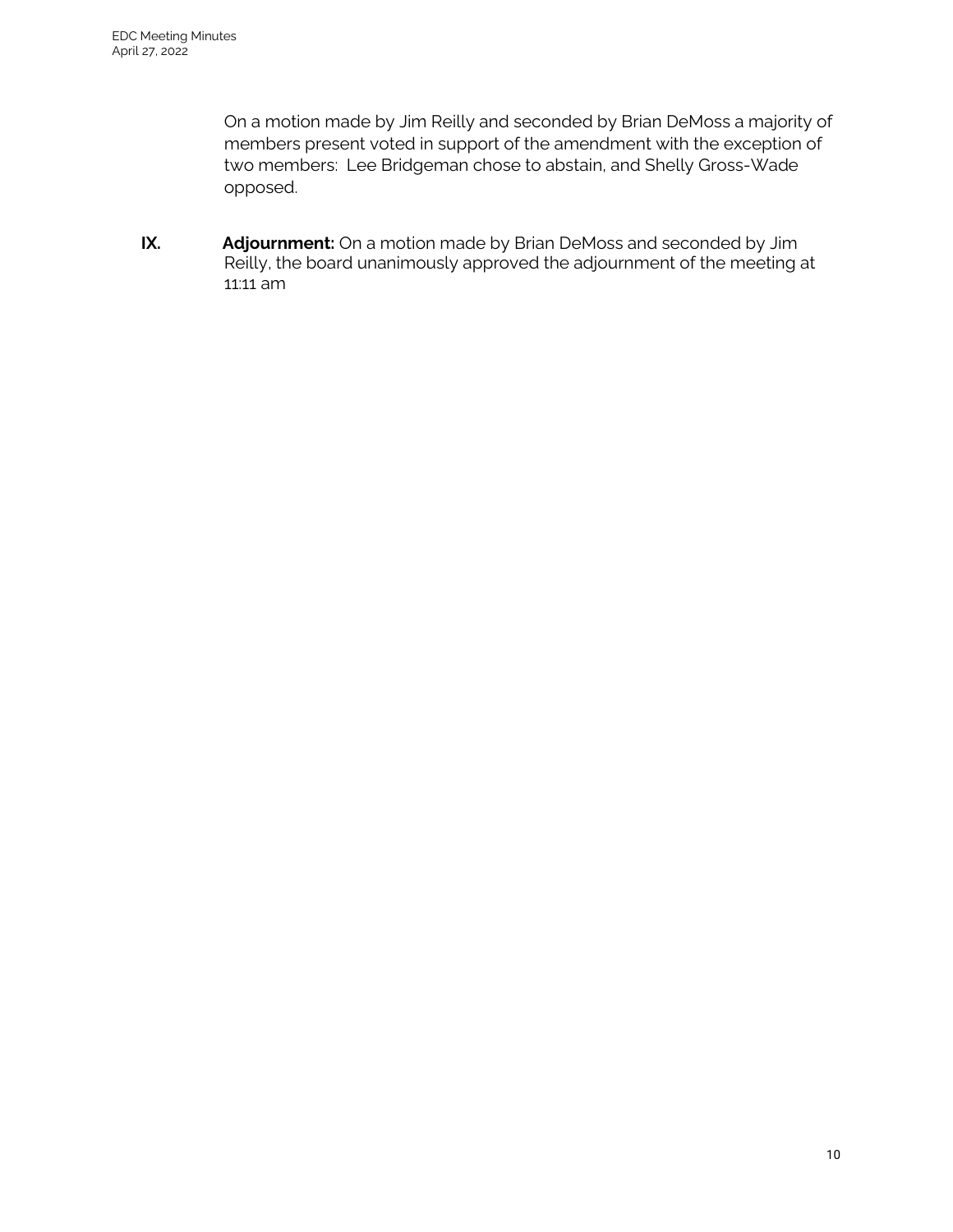On a motion made by Jim Reilly and seconded by Brian DeMoss a majority of members present voted in support of the amendment with the exception of two members: Lee Bridgeman chose to abstain, and Shelly Gross-Wade opposed.

**IX.** **Adjournment:** On a motion made by Brian DeMoss and seconded by Jim Reilly, the board unanimously approved the adjournment of the meeting at 11:11 am